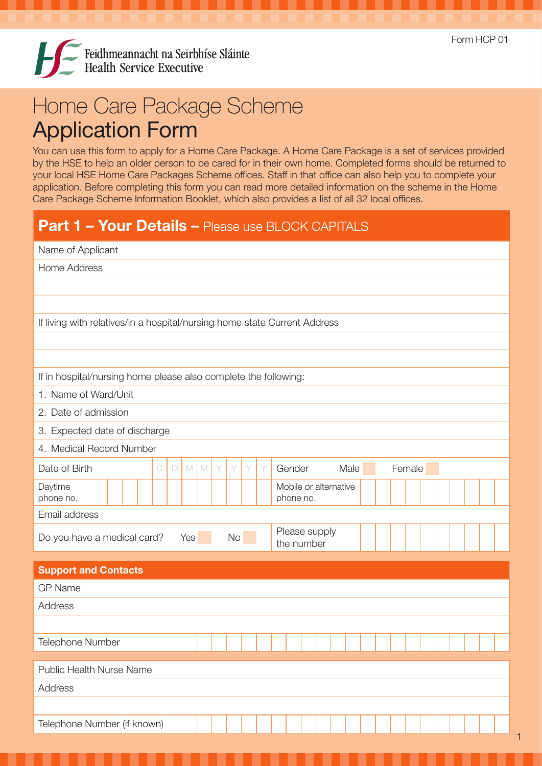Form HCP 01

Feidhmeannacht na Seirbhíse Sláinte
Health Service Executive

# Home Care Package Scheme
# Application Form

You can use this form to apply for a Home Care Package. A Home Care Package is a set of services provided by the HSE to help an older person to be cared for in their own home. Completed forms should be returned to your local HSE Home Care Packages Scheme offices. Staff in that office can also help you to complete your application. Before completing this form you can read more detailed information on the scheme in the Home Care Package Scheme Information Booklet, which also provides a list of all 32 local offices.

## Part 1 – Your Details – Please use BLOCK CAPITALS

| | |
|---|---|
| Name of Applicant | |
| Home Address | |
| | |
| | |
| If living with relatives/in a hospital/nursing home state Current Address | |
| | |
| | |
| If in hospital/nursing home please also complete the following: | |
| 1. Name of Ward/Unit | |
| 2. Date of admission | |
| 3. Expected date of discharge | |
| 4. Medical Record Number | |

| | | | |
|---|---|---|---|
| Date of Birth | D D M M Y Y Y Y | Gender | Male ☐ Female ☐ |
| Daytime phone no. | | Mobile or alternative phone no. | |
| Email address | | | |
| Do you have a medical card? | Yes ☐ No ☐ | Please supply the number | |

### Support and Contacts

| | |
|---|---|
| GP Name | |
| Address | |
| | |
| Telephone Number | |

| | |
|---|---|
| Public Health Nurse Name | |
| Address | |
| | |
| Telephone Number (if known) | |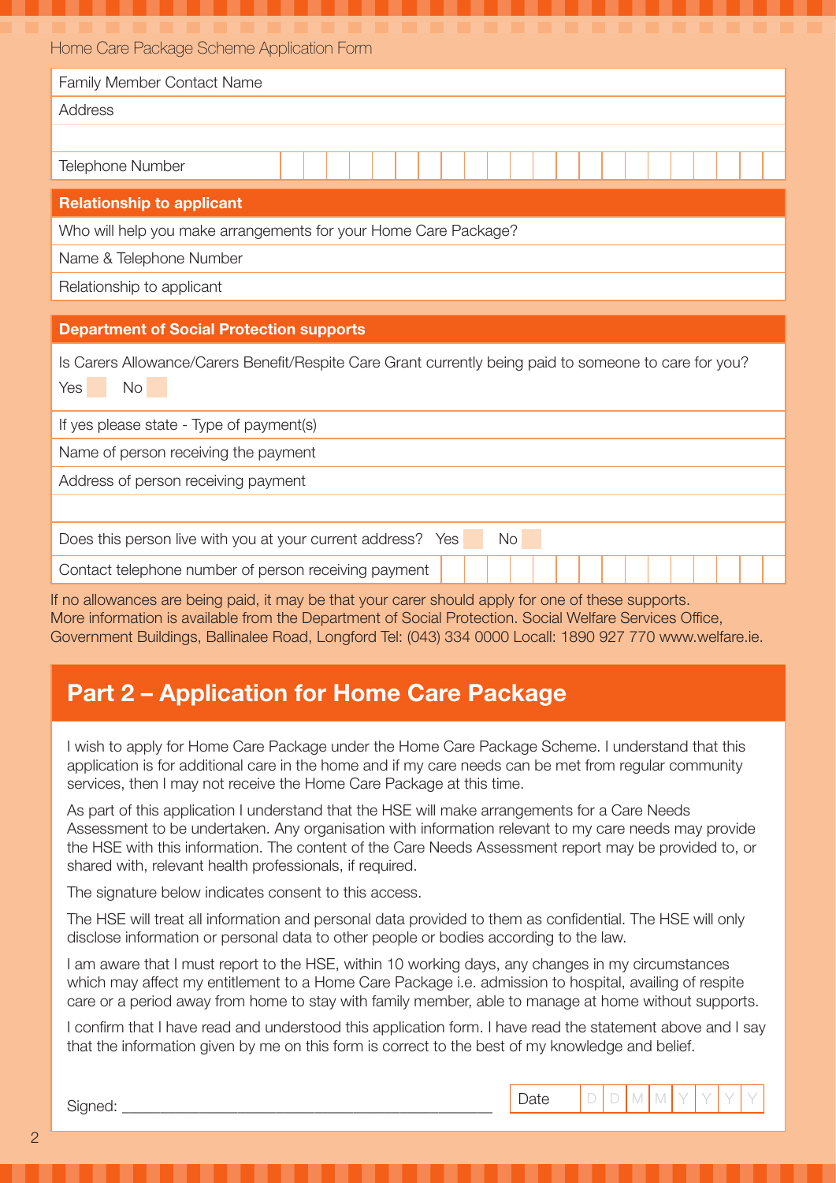| Family Member Contact Name |
|---|
| Address |
| |
| Telephone Number |

| **Relationship to applicant** |
|---|
| Who will help you make arrangements for your Home Care Package? |
| Name & Telephone Number |
| Relationship to applicant |

| **Department of Social Protection supports** |
|---|
| Is Carers Allowance/Carers Benefit/Respite Care Grant currently being paid to someone to care for you? Yes ☐ No ☐ |
| If yes please state - Type of payment(s) |
| Name of person receiving the payment |
| Address of person receiving payment |
| |
| Does this person live with you at your current address? Yes ☐ No ☐ |
| Contact telephone number of person receiving payment |

If no allowances are being paid, it may be that your carer should apply for one of these supports. More information is available from the Department of Social Protection. Social Welfare Services Office, Government Buildings, Ballinalee Road, Longford Tel: (043) 334 0000 Locall: 1890 927 770 www.welfare.ie.

## Part 2 – Application for Home Care Package

I wish to apply for Home Care Package under the Home Care Package Scheme. I understand that this application is for additional care in the home and if my care needs can be met from regular community services, then I may not receive the Home Care Package at this time.

As part of this application I understand that the HSE will make arrangements for a Care Needs Assessment to be undertaken. Any organisation with information relevant to my care needs may provide the HSE with this information. The content of the Care Needs Assessment report may be provided to, or shared with, relevant health professionals, if required.

The signature below indicates consent to this access.

The HSE will treat all information and personal data provided to them as confidential. The HSE will only disclose information or personal data to other people or bodies according to the law.

I am aware that I must report to the HSE, within 10 working days, any changes in my circumstances which may affect my entitlement to a Home Care Package i.e. admission to hospital, availing of respite care or a period away from home to stay with family member, able to manage at home without supports.

I confirm that I have read and understood this application form. I have read the statement above and I say that the information given by me on this form is correct to the best of my knowledge and belief.

Signed: ______________________________________________ Date D D M M Y Y Y Y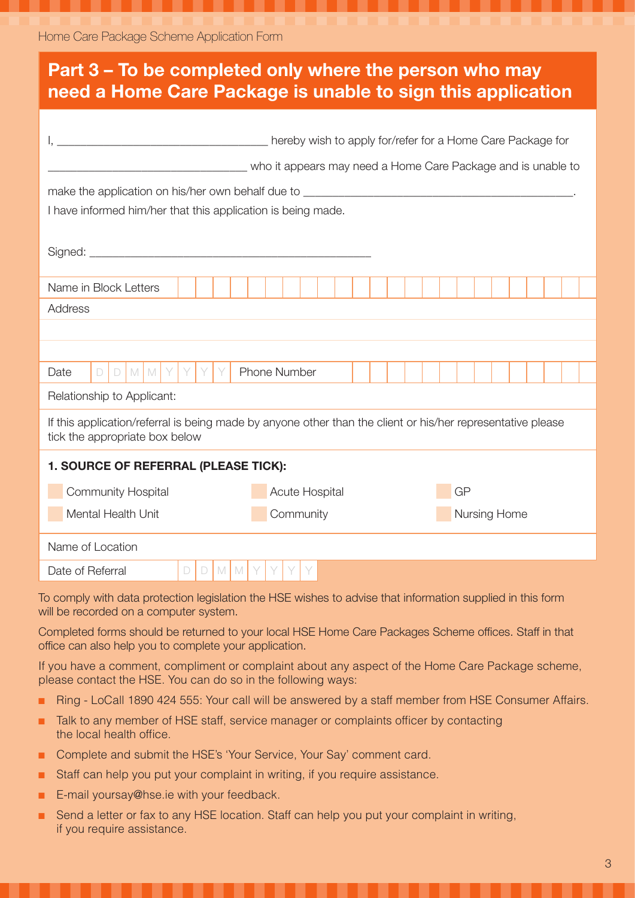## Part 3 – To be completed only where the person who may need a Home Care Package is unable to sign this application

I, __________________________________ hereby wish to apply for/refer for a Home Care Package for

________________________________ who it appears may need a Home Care Package and is unable to

make the application on his/her own behalf due to ____________________________________________.

I have informed him/her that this application is being made.

Signed: ______________________________________________

| Name in Block Letters | |
|---|---|
| Address | |
| | |
| | |

| Date | D D M M Y Y Y Y | Phone Number | |
|---|---|---|---|

Relationship to Applicant:

If this application/referral is being made by anyone other than the client or his/her representative please tick the appropriate box below

**1. SOURCE OF REFERRAL (PLEASE TICK):**

| | | |
|---|---|---|
| ☐ Community Hospital | ☐ Acute Hospital | ☐ GP |
| ☐ Mental Health Unit | ☐ Community | ☐ Nursing Home |

| Name of Location | |
|---|---|
| Date of Referral | D D M M Y Y Y Y |

To comply with data protection legislation the HSE wishes to advise that information supplied in this form will be recorded on a computer system.

Completed forms should be returned to your local HSE Home Care Packages Scheme offices. Staff in that office can also help you to complete your application.

If you have a comment, compliment or complaint about any aspect of the Home Care Package scheme, please contact the HSE. You can do so in the following ways:

- Ring - LoCall 1890 424 555: Your call will be answered by a staff member from HSE Consumer Affairs.
- Talk to any member of HSE staff, service manager or complaints officer by contacting the local health office.
- Complete and submit the HSE's 'Your Service, Your Say' comment card.
- Staff can help you put your complaint in writing, if you require assistance.
- E-mail yoursay@hse.ie with your feedback.
- Send a letter or fax to any HSE location. Staff can help you put your complaint in writing, if you require assistance.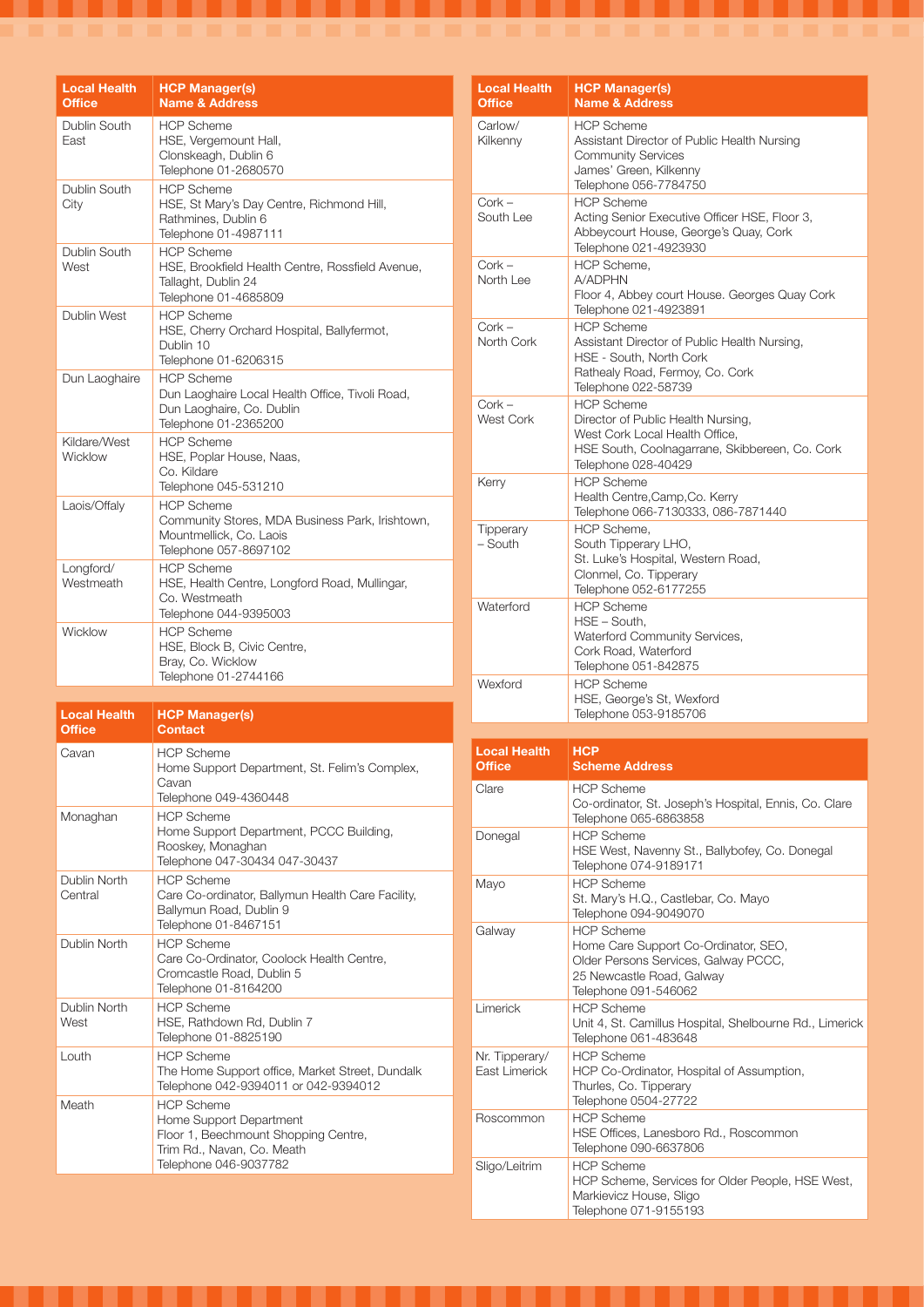| Local Health Office | HCP Manager(s) Name & Address |
|---|---|
| Dublin South East | HCP Scheme<br>HSE, Vergemount Hall,<br>Clonskeagh, Dublin 6<br>Telephone 01-2680570 |
| Dublin South City | HCP Scheme<br>HSE, St Mary's Day Centre, Richmond Hill,<br>Rathmines, Dublin 6<br>Telephone 01-4987111 |
| Dublin South West | HCP Scheme<br>HSE, Brookfield Health Centre, Rossfield Avenue,<br>Tallaght, Dublin 24<br>Telephone 01-4685809 |
| Dublin West | HCP Scheme<br>HSE, Cherry Orchard Hospital, Ballyfermot,<br>Dublin 10<br>Telephone 01-6206315 |
| Dun Laoghaire | HCP Scheme<br>Dun Laoghaire Local Health Office, Tivoli Road,<br>Dun Laoghaire, Co. Dublin<br>Telephone 01-2365200 |
| Kildare/West Wicklow | HCP Scheme<br>HSE, Poplar House, Naas,<br>Co. Kildare<br>Telephone 045-531210 |
| Laois/Offaly | HCP Scheme<br>Community Stores, MDA Business Park, Irishtown,<br>Mountmellick, Co. Laois<br>Telephone 057-8697102 |
| Longford/ Westmeath | HCP Scheme<br>HSE, Health Centre, Longford Road, Mullingar,<br>Co. Westmeath<br>Telephone 044-9395003 |
| Wicklow | HCP Scheme<br>HSE, Block B, Civic Centre,<br>Bray, Co. Wicklow<br>Telephone 01-2744166 |

| Local Health Office | HCP Manager(s) Contact |
|---|---|
| Cavan | HCP Scheme<br>Home Support Department, St. Felim's Complex,<br>Cavan<br>Telephone 049-4360448 |
| Monaghan | HCP Scheme<br>Home Support Department, PCCC Building,<br>Rooskey, Monaghan<br>Telephone 047-30434 047-30437 |
| Dublin North Central | HCP Scheme<br>Care Co-ordinator, Ballymun Health Care Facility,<br>Ballymun Road, Dublin 9<br>Telephone 01-8467151 |
| Dublin North | HCP Scheme<br>Care Co-Ordinator, Coolock Health Centre,<br>Cromcastle Road, Dublin 5<br>Telephone 01-8164200 |
| Dublin North West | HCP Scheme<br>HSE, Rathdown Rd, Dublin 7<br>Telephone 01-8825190 |
| Louth | HCP Scheme<br>The Home Support office, Market Street, Dundalk<br>Telephone 042-9394011 or 042-9394012 |
| Meath | HCP Scheme<br>Home Support Department<br>Floor 1, Beechmount Shopping Centre,<br>Trim Rd., Navan, Co. Meath<br>Telephone 046-9037782 |

| Local Health Office | HCP Manager(s) Name & Address |
|---|---|
| Carlow/ Kilkenny | HCP Scheme<br>Assistant Director of Public Health Nursing<br>Community Services<br>James' Green, Kilkenny<br>Telephone 056-7784750 |
| Cork – South Lee | HCP Scheme<br>Acting Senior Executive Officer HSE, Floor 3,<br>Abbeycourt House, George's Quay, Cork<br>Telephone 021-4923930 |
| Cork – North Lee | HCP Scheme,<br>A/ADPHN<br>Floor 4, Abbey court House. Georges Quay Cork<br>Telephone 021-4923891 |
| Cork – North Cork | HCP Scheme<br>Assistant Director of Public Health Nursing,<br>HSE - South, North Cork<br>Rathealy Road, Fermoy, Co. Cork<br>Telephone 022-58739 |
| Cork – West Cork | HCP Scheme<br>Director of Public Health Nursing,<br>West Cork Local Health Office,<br>HSE South, Coolnagarrane, Skibbereen, Co. Cork<br>Telephone 028-40429 |
| Kerry | HCP Scheme<br>Health Centre,Camp,Co. Kerry<br>Telephone 066-7130333, 086-7871440 |
| Tipperary – South | HCP Scheme,<br>South Tipperary LHO,<br>St. Luke's Hospital, Western Road,<br>Clonmel, Co. Tipperary<br>Telephone 052-6177255 |
| Waterford | HCP Scheme<br>HSE – South,<br>Waterford Community Services,<br>Cork Road, Waterford<br>Telephone 051-842875 |
| Wexford | HCP Scheme<br>HSE, George's St, Wexford<br>Telephone 053-9185706 |

| Local Health Office | HCP Scheme Address |
|---|---|
| Clare | HCP Scheme<br>Co-ordinator, St. Joseph's Hospital, Ennis, Co. Clare<br>Telephone 065-6863858 |
| Donegal | HCP Scheme<br>HSE West, Navenny St., Ballybofey, Co. Donegal<br>Telephone 074-9189171 |
| Mayo | HCP Scheme<br>St. Mary's H.Q., Castlebar, Co. Mayo<br>Telephone 094-9049070 |
| Galway | HCP Scheme<br>Home Care Support Co-Ordinator, SEO,<br>Older Persons Services, Galway PCCC,<br>25 Newcastle Road, Galway<br>Telephone 091-546062 |
| Limerick | HCP Scheme<br>Unit 4, St. Camillus Hospital, Shelbourne Rd., Limerick<br>Telephone 061-483648 |
| Nr. Tipperary/ East Limerick | HCP Scheme<br>HCP Co-Ordinator, Hospital of Assumption,<br>Thurles, Co. Tipperary<br>Telephone 0504-27722 |
| Roscommon | HCP Scheme<br>HSE Offices, Lanesboro Rd., Roscommon<br>Telephone 090-6637806 |
| Sligo/Leitrim | HCP Scheme<br>HCP Scheme, Services for Older People, HSE West,<br>Markievicz House, Sligo<br>Telephone 071-9155193 |